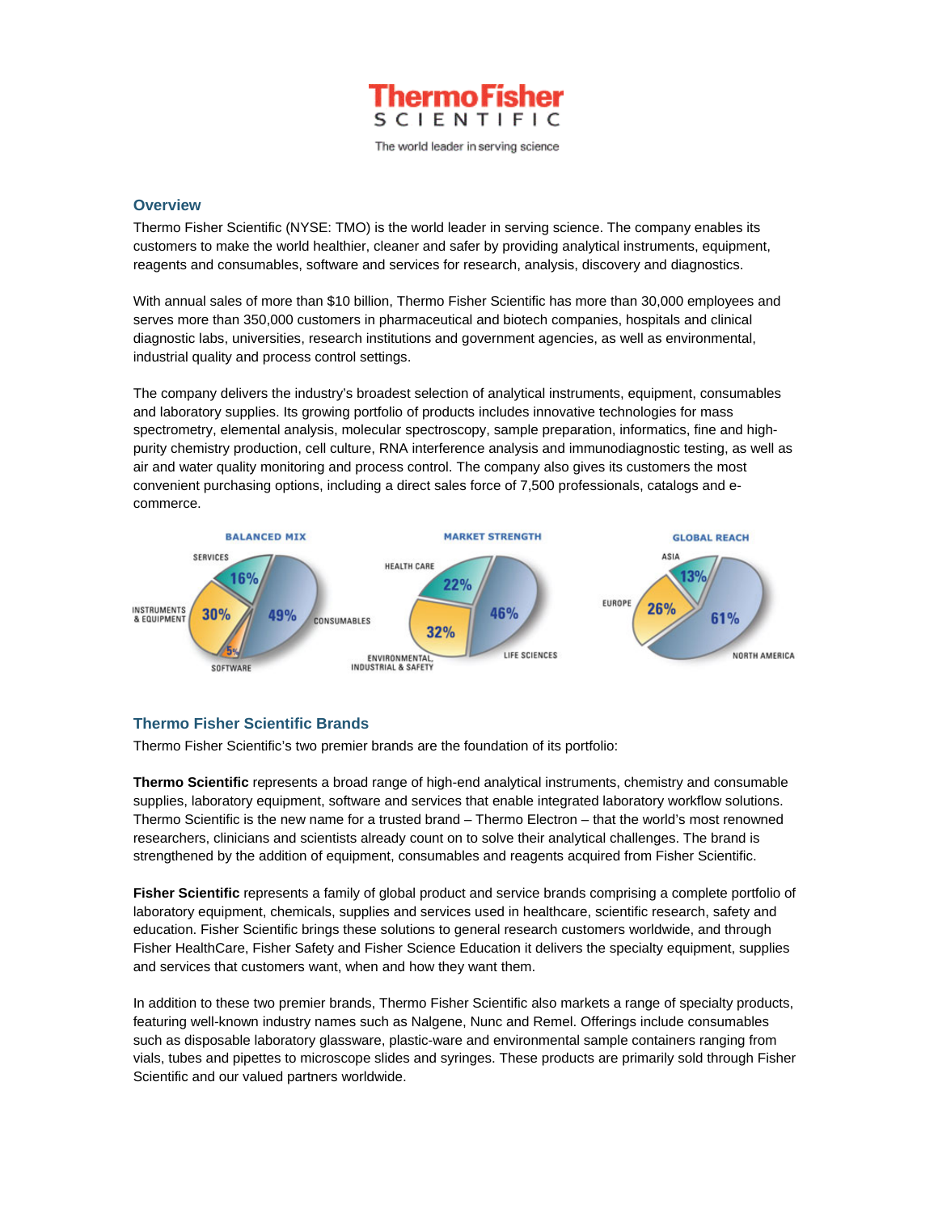# Thermo Fisher SCIENTIFIC

The world leader in serving science

## Overview

Thermo Fisher Scientific (NYSE: TMO) is the world leader in serving science. The company enables its customers to make the world healthier, cleaner and safer by providing analytical instruments, equipment, reagents and consumables, software and services for research, analysis, discovery and diagnostics.

With annual sales of more than $10 billion, Thermo Fisher Scientific has more than 30,000 employees and serves more than 350,000 customers in pharmaceutical and biotech companies, hospitals and clinical diagnostic labs, universities, research institutions and government agencies, as well as environmental, industrial quality and process control settings.

The company delivers the industry's broadest selection of analytical instruments, equipment, consumables and laboratory supplies. Its growing portfolio of products includes innovative technologies for mass spectrometry, elemental analysis, molecular spectroscopy, sample preparation, informatics, fine and high-purity chemistry production, cell culture, RNA interference analysis and immunodiagnostic testing, as well as air and water quality monitoring and process control. The company also gives its customers the most convenient purchasing options, including a direct sales force of 7,500 professionals, catalogs and e-commerce.

**BALANCED MIX**

| Segment | Share |
| --- | --- |
| Consumables | 49% |
| Instruments & Equipment | 30% |
| Services | 16% |
| Software | 5% |

**MARKET STRENGTH**

| Segment | Share |
| --- | --- |
| Life Sciences | 46% |
| Environmental, Industrial & Safety | 32% |
| Health Care | 22% |

**GLOBAL REACH**

| Region | Share |
| --- | --- |
| North America | 61% |
| Europe | 26% |
| Asia | 13% |

## Thermo Fisher Scientific Brands

Thermo Fisher Scientific's two premier brands are the foundation of its portfolio:

**Thermo Scientific** represents a broad range of high-end analytical instruments, chemistry and consumable supplies, laboratory equipment, software and services that enable integrated laboratory workflow solutions. Thermo Scientific is the new name for a trusted brand – Thermo Electron – that the world's most renowned researchers, clinicians and scientists already count on to solve their analytical challenges. The brand is strengthened by the addition of equipment, consumables and reagents acquired from Fisher Scientific.

**Fisher Scientific** represents a family of global product and service brands comprising a complete portfolio of laboratory equipment, chemicals, supplies and services used in healthcare, scientific research, safety and education. Fisher Scientific brings these solutions to general research customers worldwide, and through Fisher HealthCare, Fisher Safety and Fisher Science Education it delivers the specialty equipment, supplies and services that customers want, when and how they want them.

In addition to these two premier brands, Thermo Fisher Scientific also markets a range of specialty products, featuring well-known industry names such as Nalgene, Nunc and Remel. Offerings include consumables such as disposable laboratory glassware, plastic-ware and environmental sample containers ranging from vials, tubes and pipettes to microscope slides and syringes. These products are primarily sold through Fisher Scientific and our valued partners worldwide.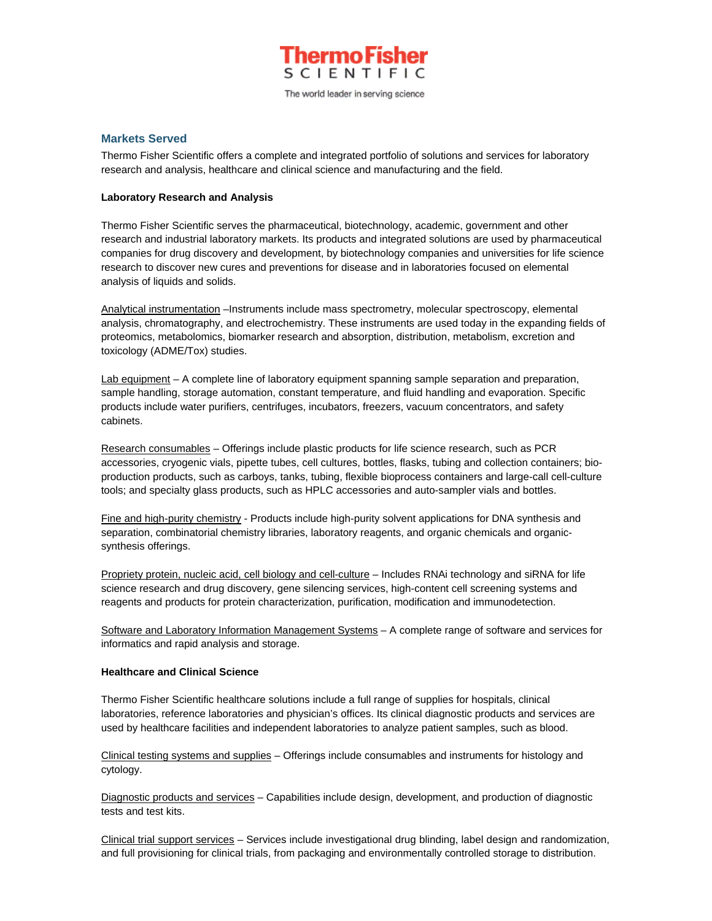ThermoFisher SCIENTIFIC

The world leader in serving science

## Markets Served

Thermo Fisher Scientific offers a complete and integrated portfolio of solutions and services for laboratory research and analysis, healthcare and clinical science and manufacturing and the field.

### Laboratory Research and Analysis

Thermo Fisher Scientific serves the pharmaceutical, biotechnology, academic, government and other research and industrial laboratory markets. Its products and integrated solutions are used by pharmaceutical companies for drug discovery and development, by biotechnology companies and universities for life science research to discover new cures and preventions for disease and in laboratories focused on elemental analysis of liquids and solids.

Analytical instrumentation –Instruments include mass spectrometry, molecular spectroscopy, elemental analysis, chromatography, and electrochemistry. These instruments are used today in the expanding fields of proteomics, metabolomics, biomarker research and absorption, distribution, metabolism, excretion and toxicology (ADME/Tox) studies.

Lab equipment – A complete line of laboratory equipment spanning sample separation and preparation, sample handling, storage automation, constant temperature, and fluid handling and evaporation. Specific products include water purifiers, centrifuges, incubators, freezers, vacuum concentrators, and safety cabinets.

Research consumables – Offerings include plastic products for life science research, such as PCR accessories, cryogenic vials, pipette tubes, cell cultures, bottles, flasks, tubing and collection containers; bio-production products, such as carboys, tanks, tubing, flexible bioprocess containers and large-call cell-culture tools; and specialty glass products, such as HPLC accessories and auto-sampler vials and bottles.

Fine and high-purity chemistry - Products include high-purity solvent applications for DNA synthesis and separation, combinatorial chemistry libraries, laboratory reagents, and organic chemicals and organic-synthesis offerings.

Propriety protein, nucleic acid, cell biology and cell-culture – Includes RNAi technology and siRNA for life science research and drug discovery, gene silencing services, high-content cell screening systems and reagents and products for protein characterization, purification, modification and immunodetection.

Software and Laboratory Information Management Systems – A complete range of software and services for informatics and rapid analysis and storage.

### Healthcare and Clinical Science

Thermo Fisher Scientific healthcare solutions include a full range of supplies for hospitals, clinical laboratories, reference laboratories and physician's offices. Its clinical diagnostic products and services are used by healthcare facilities and independent laboratories to analyze patient samples, such as blood.

Clinical testing systems and supplies – Offerings include consumables and instruments for histology and cytology.

Diagnostic products and services – Capabilities include design, development, and production of diagnostic tests and test kits.

Clinical trial support services – Services include investigational drug blinding, label design and randomization, and full provisioning for clinical trials, from packaging and environmentally controlled storage to distribution.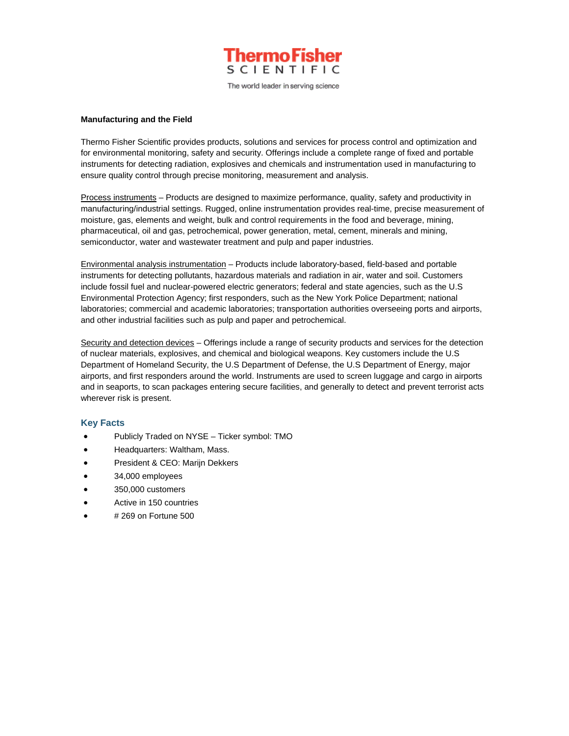**Manufacturing and the Field**

Thermo Fisher Scientific provides products, solutions and services for process control and optimization and for environmental monitoring, safety and security. Offerings include a complete range of fixed and portable instruments for detecting radiation, explosives and chemicals and instrumentation used in manufacturing to ensure quality control through precise monitoring, measurement and analysis.

Process instruments – Products are designed to maximize performance, quality, safety and productivity in manufacturing/industrial settings. Rugged, online instrumentation provides real-time, precise measurement of moisture, gas, elements and weight, bulk and control requirements in the food and beverage, mining, pharmaceutical, oil and gas, petrochemical, power generation, metal, cement, minerals and mining, semiconductor, water and wastewater treatment and pulp and paper industries.

Environmental analysis instrumentation – Products include laboratory-based, field-based and portable instruments for detecting pollutants, hazardous materials and radiation in air, water and soil. Customers include fossil fuel and nuclear-powered electric generators; federal and state agencies, such as the U.S Environmental Protection Agency; first responders, such as the New York Police Department; national laboratories; commercial and academic laboratories; transportation authorities overseeing ports and airports, and other industrial facilities such as pulp and paper and petrochemical.

Security and detection devices – Offerings include a range of security products and services for the detection of nuclear materials, explosives, and chemical and biological weapons. Key customers include the U.S Department of Homeland Security, the U.S Department of Defense, the U.S Department of Energy, major airports, and first responders around the world. Instruments are used to screen luggage and cargo in airports and in seaports, to scan packages entering secure facilities, and generally to detect and prevent terrorist acts wherever risk is present.

## Key Facts

- Publicly Traded on NYSE – Ticker symbol: TMO
- Headquarters: Waltham, Mass.
- President & CEO: Marijn Dekkers
- 34,000 employees
- 350,000 customers
- Active in 150 countries
- # 269 on Fortune 500